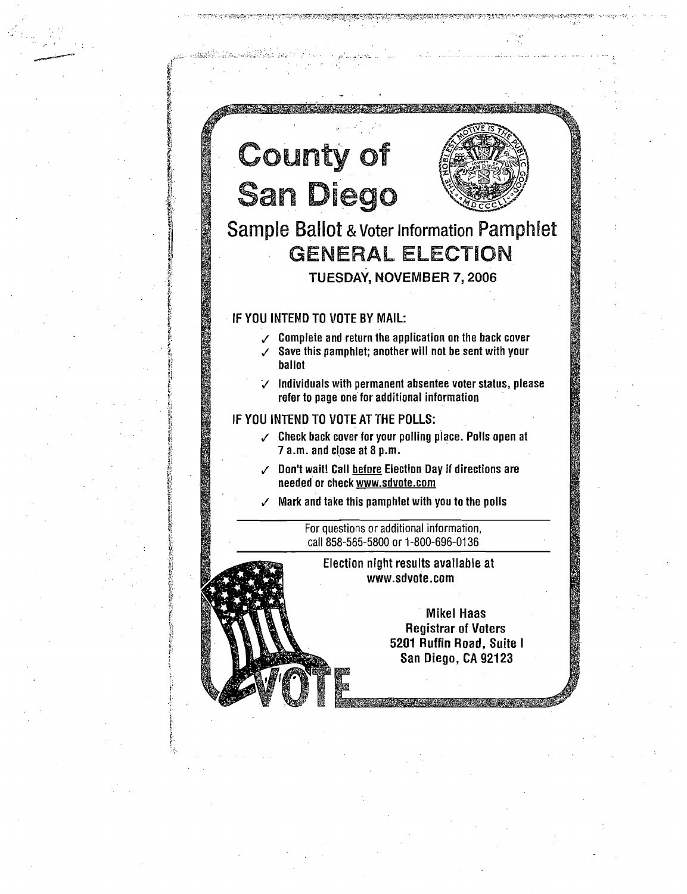# County of San Diego

## Sample Ballot & Voter Information Pamphlet

## GENERAL ELECTION

**TUESDAY, NOVEMBER 7, 2006**

**IF YOU INTEND TO VOTE BY MAIL:**

- ✓ Complete and return the application on the back cover
- ✓ Save this pamphlet; another will not be sent with your ballot
- ✓ Individuals with permanent absentee voter status, please refer to page one for additional information

**IF YOU INTEND TO VOTE AT THE POLLS:**

- ✓ Check back cover for your polling place. Polls open at 7 a.m. and close at 8 p.m.
- ✓ Don't wait! Call before Election Day if directions are needed or check www.sdvote.com
- ✓ Mark and take this pamphlet with you to the polls

---

For questions or additional information, call 858-565-5800 or 1-800-696-0136

---

**Election night results available at www.sdvote.com**

**Mikel Haas**
**Registrar of Voters**
**5201 Ruffin Road, Suite I**
**San Diego, CA 92123**

VOTE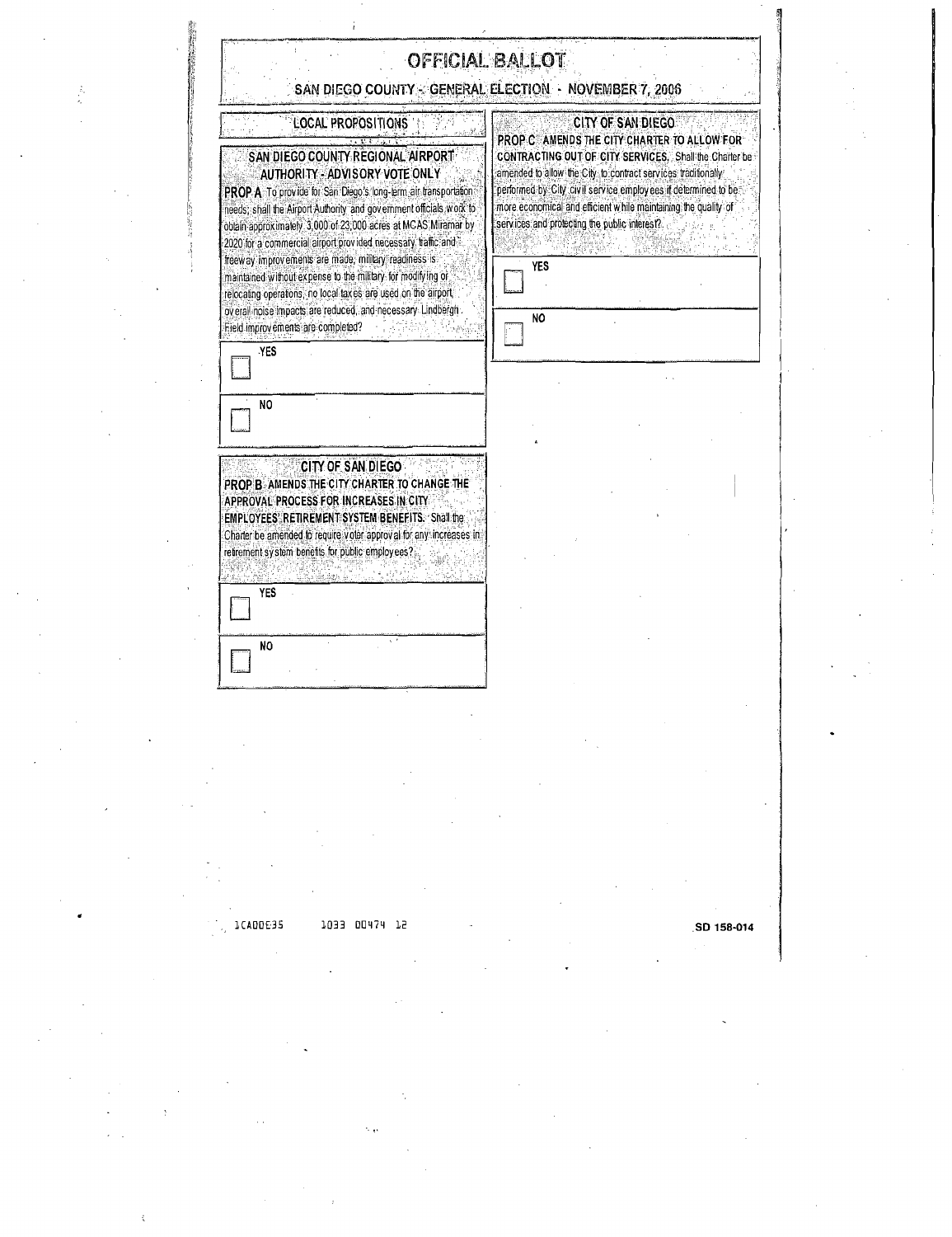# OFFICIAL BALLOT

## SAN DIEGO COUNTY - GENERAL ELECTION - NOVEMBER 7, 2006

### LOCAL PROPOSITIONS

#### SAN DIEGO COUNTY REGIONAL AIRPORT AUTHORITY - ADVISORY VOTE ONLY

**PROP A** To provide for San Diego's long-term air transportation needs, shall the Airport Authority and government officials work to obtain approximately 3,000 of 23,000 acres at MCAS Miramar by 2020 for a commercial airport provided necessary traffic and freeway improvements are made, military readiness is maintained without expense to the military for modifying or relocating operations, no local taxes are used on the airport, overall noise impacts are reduced, and necessary Lindbergh Field improvements are completed?

☐ YES

☐ NO

#### CITY OF SAN DIEGO

**PROP B AMENDS THE CITY CHARTER TO CHANGE THE APPROVAL PROCESS FOR INCREASES IN CITY EMPLOYEES' RETIREMENT SYSTEM BENEFITS.** Shall the Charter be amended to require voter approval for any increases in retirement system benefits for public employees?

☐ YES

☐ NO

#### CITY OF SAN DIEGO

**PROP C AMENDS THE CITY CHARTER TO ALLOW FOR CONTRACTING OUT OF CITY SERVICES.** Shall the Charter be amended to allow the City to contract services traditionally performed by City civil service employees if determined to be more economical and efficient while maintaining the quality of services and protecting the public interest?

☐ YES

☐ NO

1CADDE35 1033 00474 12

SD 158-014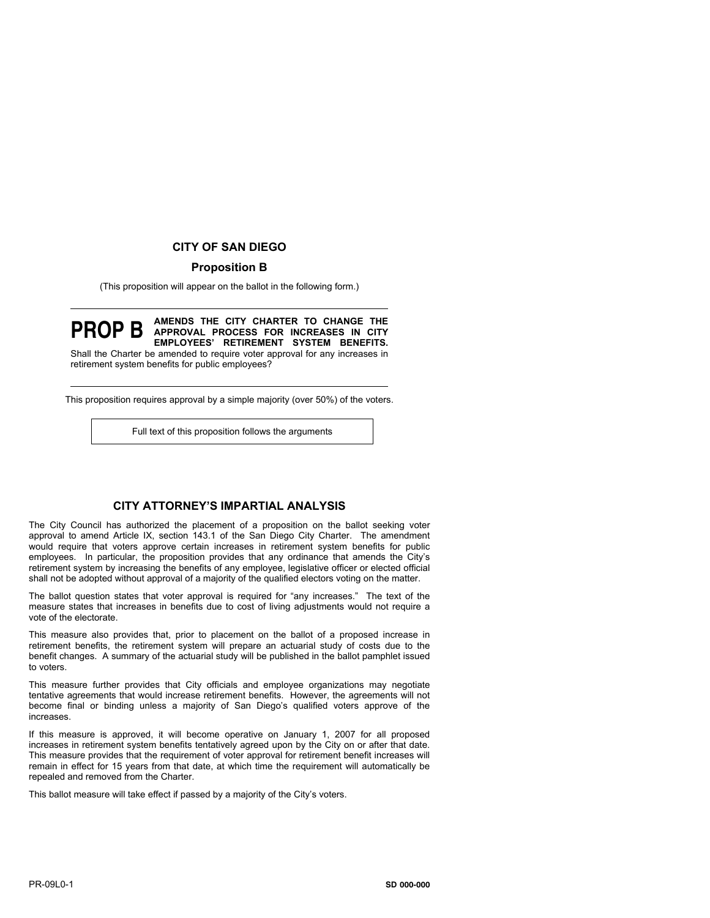## CITY OF SAN DIEGO

### Proposition B

(This proposition will appear on the ballot in the following form.)

---

**PROP B** **AMENDS THE CITY CHARTER TO CHANGE THE APPROVAL PROCESS FOR INCREASES IN CITY EMPLOYEES' RETIREMENT SYSTEM BENEFITS.** Shall the Charter be amended to require voter approval for any increases in retirement system benefits for public employees?

---

This proposition requires approval by a simple majority (over 50%) of the voters.

Full text of this proposition follows the arguments

## CITY ATTORNEY'S IMPARTIAL ANALYSIS

The City Council has authorized the placement of a proposition on the ballot seeking voter approval to amend Article IX, section 143.1 of the San Diego City Charter. The amendment would require that voters approve certain increases in retirement system benefits for public employees. In particular, the proposition provides that any ordinance that amends the City's retirement system by increasing the benefits of any employee, legislative officer or elected official shall not be adopted without approval of a majority of the qualified electors voting on the matter.

The ballot question states that voter approval is required for "any increases." The text of the measure states that increases in benefits due to cost of living adjustments would not require a vote of the electorate.

This measure also provides that, prior to placement on the ballot of a proposed increase in retirement benefits, the retirement system will prepare an actuarial study of costs due to the benefit changes. A summary of the actuarial study will be published in the ballot pamphlet issued to voters.

This measure further provides that City officials and employee organizations may negotiate tentative agreements that would increase retirement benefits. However, the agreements will not become final or binding unless a majority of San Diego's qualified voters approve of the increases.

If this measure is approved, it will become operative on January 1, 2007 for all proposed increases in retirement system benefits tentatively agreed upon by the City on or after that date. This measure provides that the requirement of voter approval for retirement benefit increases will remain in effect for 15 years from that date, at which time the requirement will automatically be repealed and removed from the Charter.

This ballot measure will take effect if passed by a majority of the City's voters.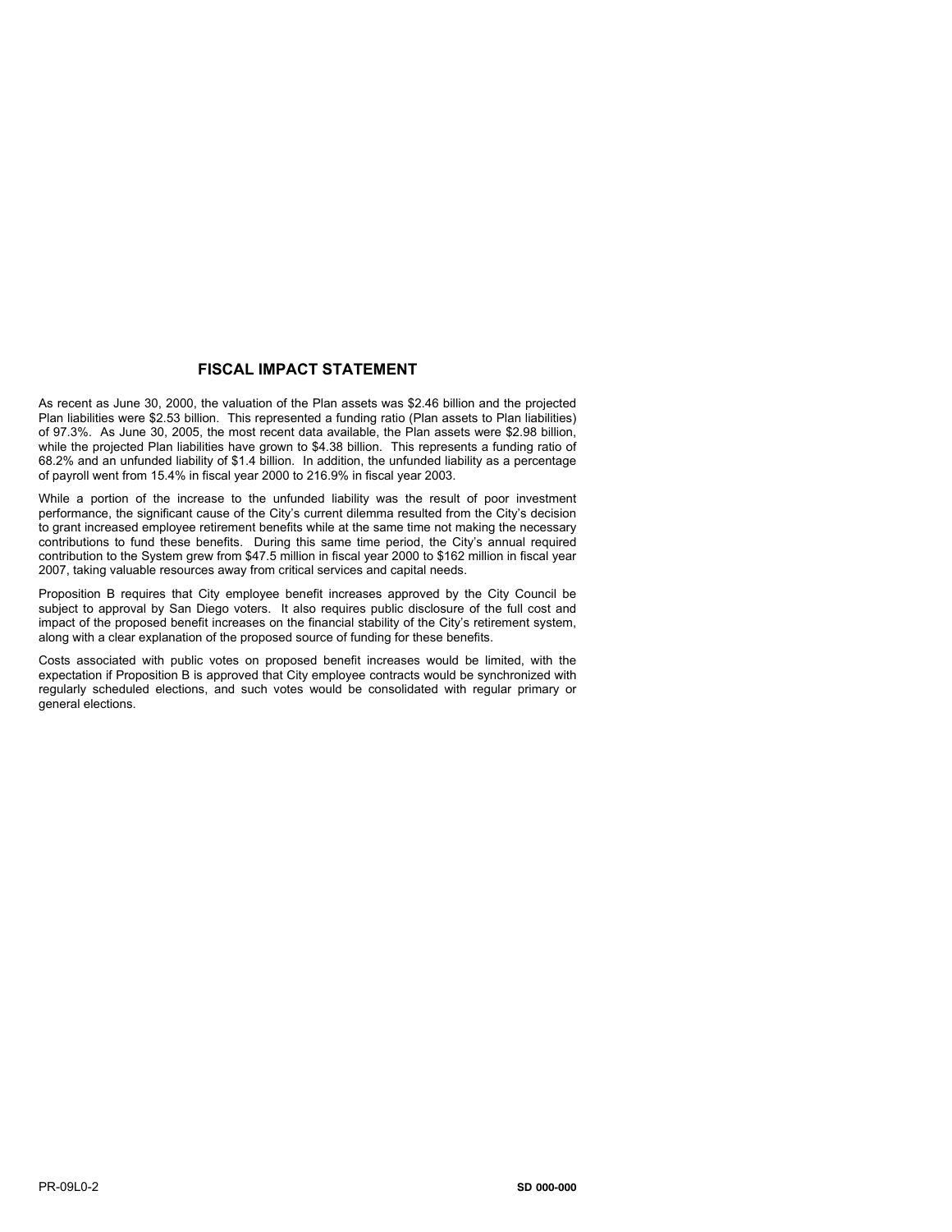## FISCAL IMPACT STATEMENT

As recent as June 30, 2000, the valuation of the Plan assets was $2.46 billion and the projected Plan liabilities were $2.53 billion. This represented a funding ratio (Plan assets to Plan liabilities) of 97.3%. As June 30, 2005, the most recent data available, the Plan assets were $2.98 billion, while the projected Plan liabilities have grown to $4.38 billion. This represents a funding ratio of 68.2% and an unfunded liability of $1.4 billion. In addition, the unfunded liability as a percentage of payroll went from 15.4% in fiscal year 2000 to 216.9% in fiscal year 2003.

While a portion of the increase to the unfunded liability was the result of poor investment performance, the significant cause of the City's current dilemma resulted from the City's decision to grant increased employee retirement benefits while at the same time not making the necessary contributions to fund these benefits. During this same time period, the City's annual required contribution to the System grew from $47.5 million in fiscal year 2000 to $162 million in fiscal year 2007, taking valuable resources away from critical services and capital needs.

Proposition B requires that City employee benefit increases approved by the City Council be subject to approval by San Diego voters. It also requires public disclosure of the full cost and impact of the proposed benefit increases on the financial stability of the City's retirement system, along with a clear explanation of the proposed source of funding for these benefits.

Costs associated with public votes on proposed benefit increases would be limited, with the expectation if Proposition B is approved that City employee contracts would be synchronized with regularly scheduled elections, and such votes would be consolidated with regular primary or general elections.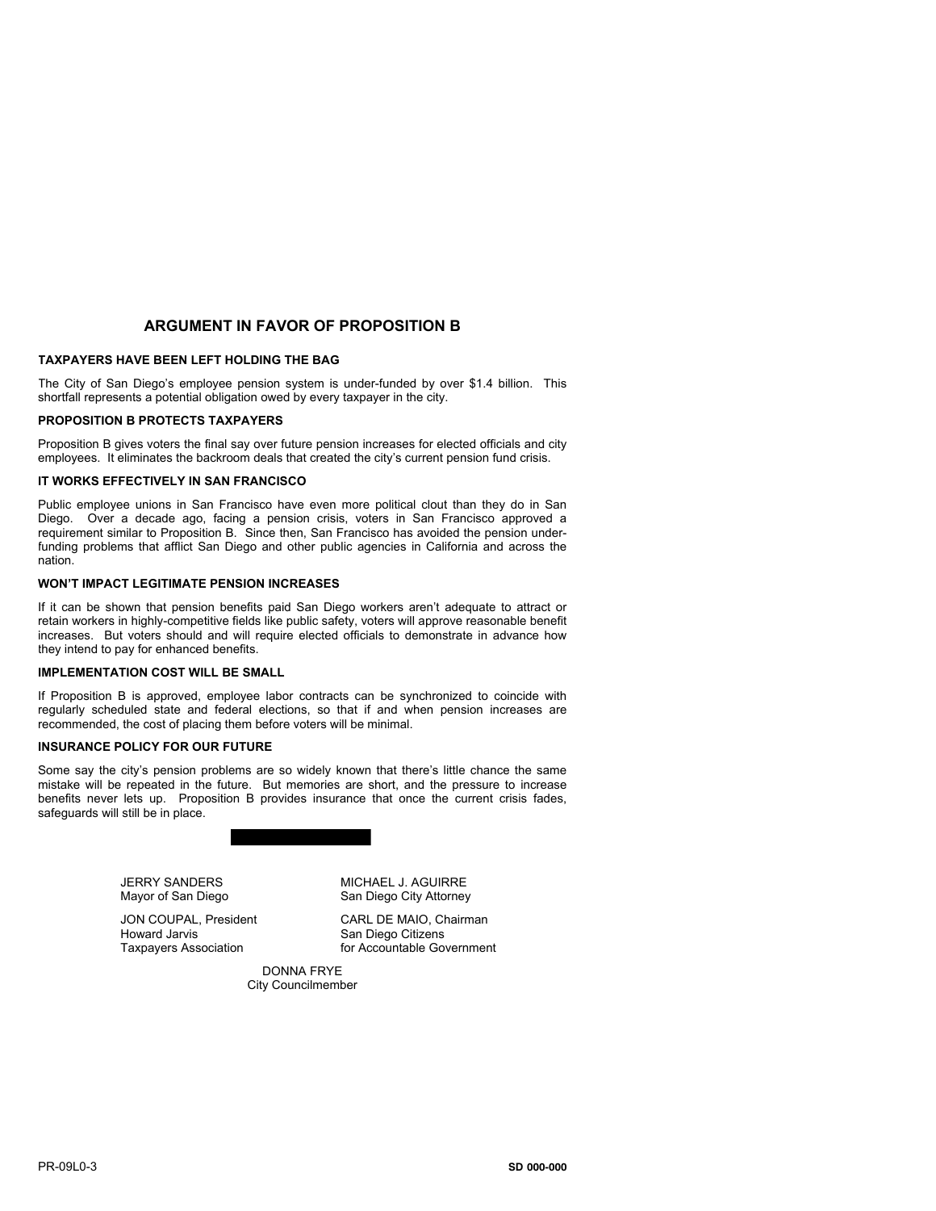## ARGUMENT IN FAVOR OF PROPOSITION B

**TAXPAYERS HAVE BEEN LEFT HOLDING THE BAG**

The City of San Diego's employee pension system is under-funded by over $1.4 billion. This shortfall represents a potential obligation owed by every taxpayer in the city.

**PROPOSITION B PROTECTS TAXPAYERS**

Proposition B gives voters the final say over future pension increases for elected officials and city employees. It eliminates the backroom deals that created the city's current pension fund crisis.

**IT WORKS EFFECTIVELY IN SAN FRANCISCO**

Public employee unions in San Francisco have even more political clout than they do in San Diego. Over a decade ago, facing a pension crisis, voters in San Francisco approved a requirement similar to Proposition B. Since then, San Francisco has avoided the pension under-funding problems that afflict San Diego and other public agencies in California and across the nation.

**WON'T IMPACT LEGITIMATE PENSION INCREASES**

If it can be shown that pension benefits paid San Diego workers aren't adequate to attract or retain workers in highly-competitive fields like public safety, voters will approve reasonable benefit increases. But voters should and will require elected officials to demonstrate in advance how they intend to pay for enhanced benefits.

**IMPLEMENTATION COST WILL BE SMALL**

If Proposition B is approved, employee labor contracts can be synchronized to coincide with regularly scheduled state and federal elections, so that if and when pension increases are recommended, the cost of placing them before voters will be minimal.

**INSURANCE POLICY FOR OUR FUTURE**

Some say the city's pension problems are so widely known that there's little chance the same mistake will be repeated in the future. But memories are short, and the pressure to increase benefits never lets up. Proposition B provides insurance that once the current crisis fades, safeguards will still be in place.

JERRY SANDERS
Mayor of San Diego

MICHAEL J. AGUIRRE
San Diego City Attorney

JON COUPAL, President
Howard Jarvis
Taxpayers Association

CARL DE MAIO, Chairman
San Diego Citizens
for Accountable Government

DONNA FRYE
City Councilmember

PR-09L0-3

SD 000-000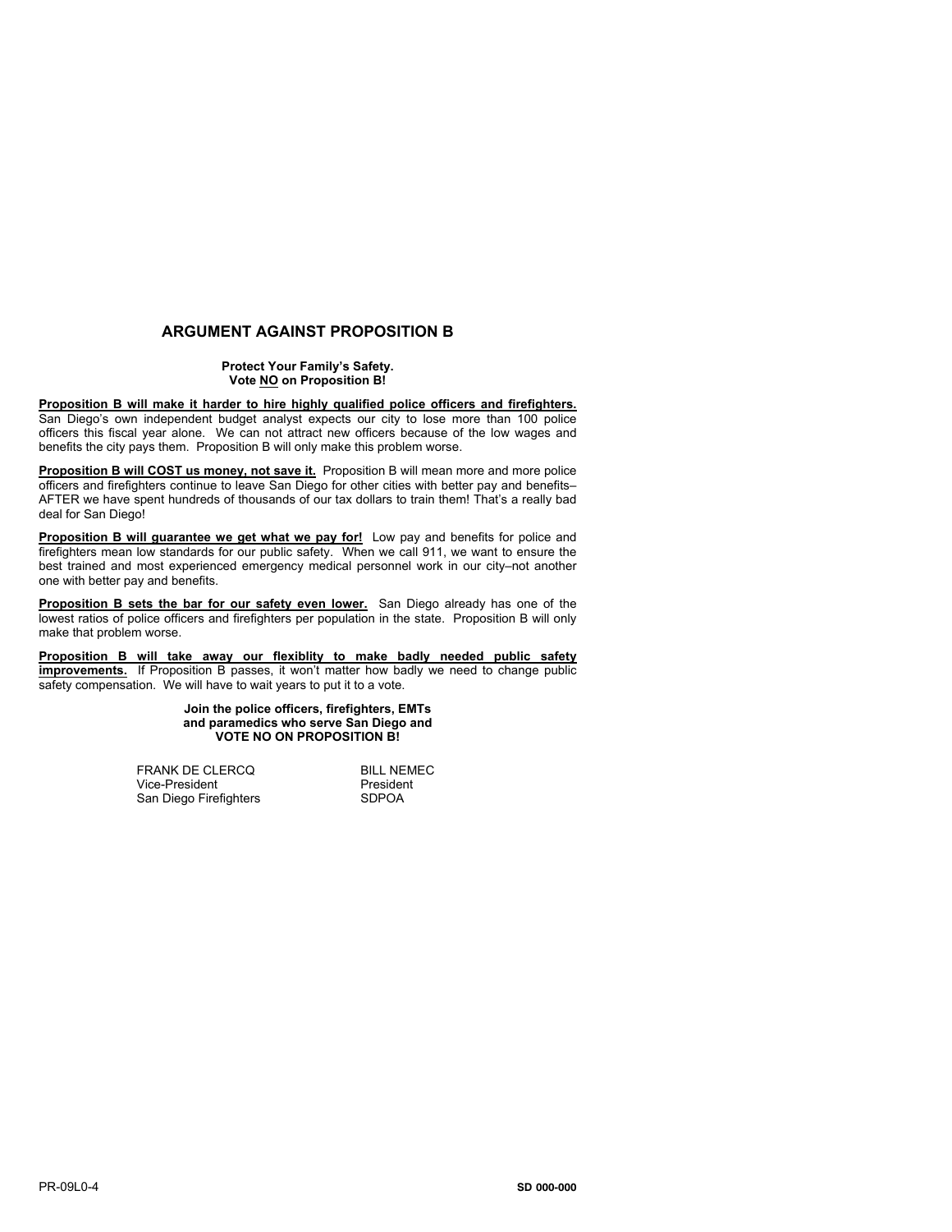## ARGUMENT AGAINST PROPOSITION B

**Protect Your Family's Safety.**
**Vote NO on Proposition B!**

**Proposition B will make it harder to hire highly qualified police officers and firefighters.** San Diego's own independent budget analyst expects our city to lose more than 100 police officers this fiscal year alone. We can not attract new officers because of the low wages and benefits the city pays them. Proposition B will only make this problem worse.

**Proposition B will COST us money, not save it.** Proposition B will mean more and more police officers and firefighters continue to leave San Diego for other cities with better pay and benefits– AFTER we have spent hundreds of thousands of our tax dollars to train them! That's a really bad deal for San Diego!

**Proposition B will guarantee we get what we pay for!** Low pay and benefits for police and firefighters mean low standards for our public safety. When we call 911, we want to ensure the best trained and most experienced emergency medical personnel work in our city–not another one with better pay and benefits.

**Proposition B sets the bar for our safety even lower.** San Diego already has one of the lowest ratios of police officers and firefighters per population in the state. Proposition B will only make that problem worse.

**Proposition B will take away our flexiblity to make badly needed public safety improvements.** If Proposition B passes, it won't matter how badly we need to change public safety compensation. We will have to wait years to put it to a vote.

**Join the police officers, firefighters, EMTs and paramedics who serve San Diego and VOTE NO ON PROPOSITION B!**

FRANK DE CLERCQ
Vice-President
San Diego Firefighters

BILL NEMEC
President
SDPOA

PR-09L0-4

SD 000-000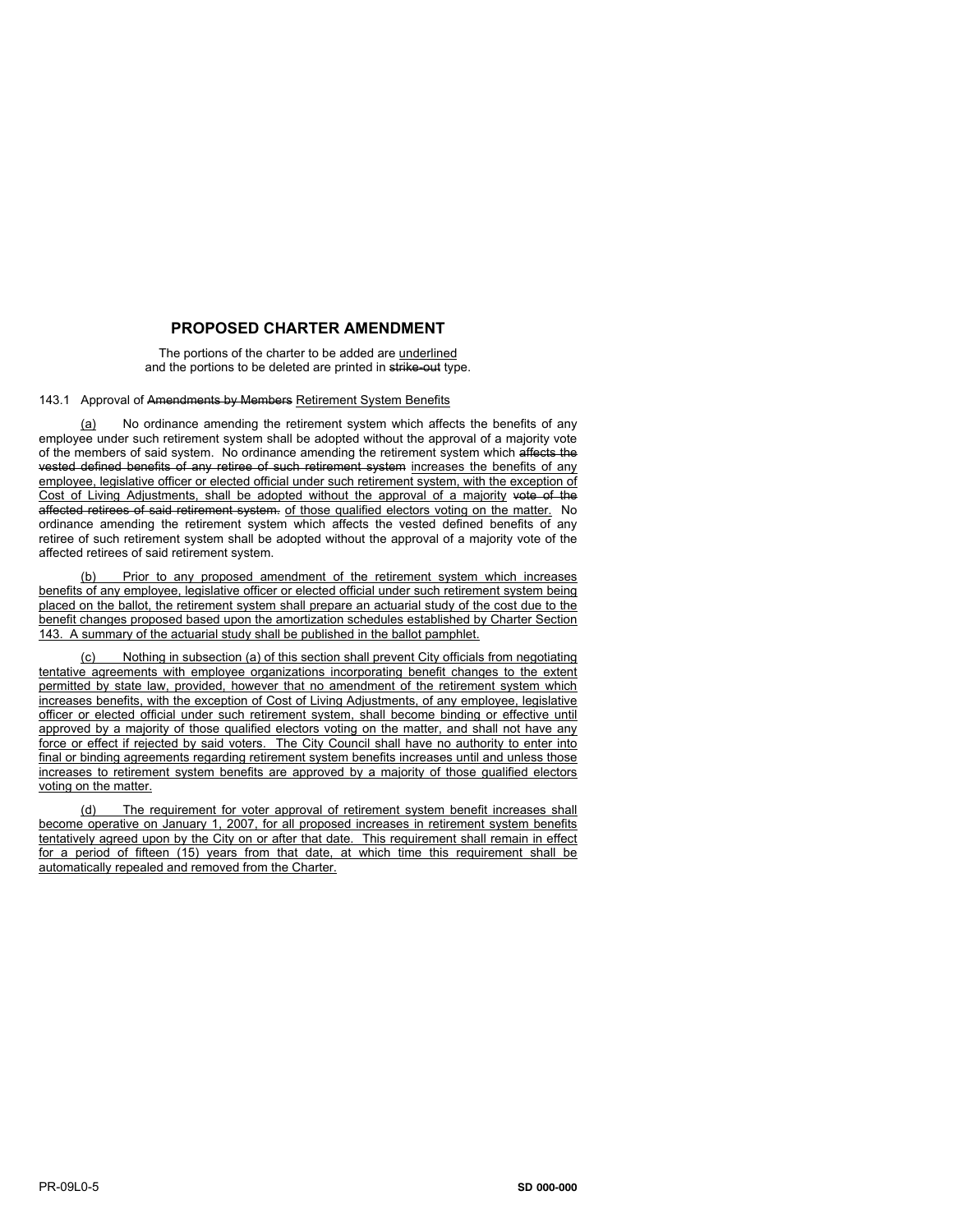## PROPOSED CHARTER AMENDMENT

The portions of the charter to be added are <u>underlined</u>
and the portions to be deleted are printed in ~~strike-out~~ type.

143.1 Approval of ~~Amendments by Members~~ <u>Retirement System Benefits</u>

<u>(a)</u> No ordinance amending the retirement system which affects the benefits of any employee under such retirement system shall be adopted without the approval of a majority vote of the members of said system. No ordinance amending the retirement system which ~~affects the vested defined benefits of any retiree of such retirement system~~ <u>increases the benefits of any employee, legislative officer or elected official under such retirement system, with the exception of Cost of Living Adjustments, shall be adopted without the approval of a majority</u> ~~vote of the affected retirees of said retirement system.~~ <u>of those qualified electors voting on the matter.</u> No ordinance amending the retirement system which affects the vested defined benefits of any retiree of such retirement system shall be adopted without the approval of a majority vote of the affected retirees of said retirement system.

<u>(b) Prior to any proposed amendment of the retirement system which increases benefits of any employee, legislative officer or elected official under such retirement system being placed on the ballot, the retirement system shall prepare an actuarial study of the cost due to the benefit changes proposed based upon the amortization schedules established by Charter Section 143. A summary of the actuarial study shall be published in the ballot pamphlet.</u>

<u>(c) Nothing in subsection (a) of this section shall prevent City officials from negotiating tentative agreements with employee organizations incorporating benefit changes to the extent permitted by state law, provided, however that no amendment of the retirement system which increases benefits, with the exception of Cost of Living Adjustments, of any employee, legislative officer or elected official under such retirement system, shall become binding or effective until approved by a majority of those qualified electors voting on the matter, and shall not have any force or effect if rejected by said voters. The City Council shall have no authority to enter into final or binding agreements regarding retirement system benefits increases until and unless those increases to retirement system benefits are approved by a majority of those qualified electors voting on the matter.</u>

<u>(d) The requirement for voter approval of retirement system benefit increases shall become operative on January 1, 2007, for all proposed increases in retirement system benefits tentatively agreed upon by the City on or after that date. This requirement shall remain in effect for a period of fifteen (15) years from that date, at which time this requirement shall be automatically repealed and removed from the Charter.</u>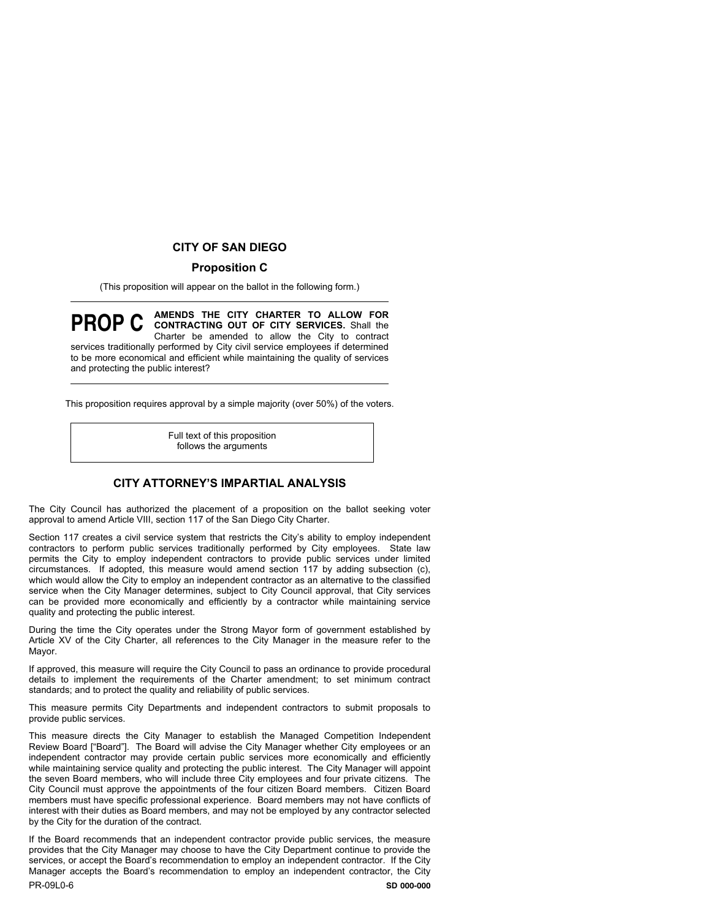## CITY OF SAN DIEGO

### Proposition C

(This proposition will appear on the ballot in the following form.)

---

**PROP C** **AMENDS THE CITY CHARTER TO ALLOW FOR CONTRACTING OUT OF CITY SERVICES.** Shall the Charter be amended to allow the City to contract services traditionally performed by City civil service employees if determined to be more economical and efficient while maintaining the quality of services and protecting the public interest?

---

This proposition requires approval by a simple majority (over 50%) of the voters.

Full text of this proposition follows the arguments

## CITY ATTORNEY'S IMPARTIAL ANALYSIS

The City Council has authorized the placement of a proposition on the ballot seeking voter approval to amend Article VIII, section 117 of the San Diego City Charter.

Section 117 creates a civil service system that restricts the City's ability to employ independent contractors to perform public services traditionally performed by City employees. State law permits the City to employ independent contractors to provide public services under limited circumstances. If adopted, this measure would amend section 117 by adding subsection (c), which would allow the City to employ an independent contractor as an alternative to the classified service when the City Manager determines, subject to City Council approval, that City services can be provided more economically and efficiently by a contractor while maintaining service quality and protecting the public interest.

During the time the City operates under the Strong Mayor form of government established by Article XV of the City Charter, all references to the City Manager in the measure refer to the Mayor.

If approved, this measure will require the City Council to pass an ordinance to provide procedural details to implement the requirements of the Charter amendment; to set minimum contract standards; and to protect the quality and reliability of public services.

This measure permits City Departments and independent contractors to submit proposals to provide public services.

This measure directs the City Manager to establish the Managed Competition Independent Review Board ["Board"]. The Board will advise the City Manager whether City employees or an independent contractor may provide certain public services more economically and efficiently while maintaining service quality and protecting the public interest. The City Manager will appoint the seven Board members, who will include three City employees and four private citizens. The City Council must approve the appointments of the four citizen Board members. Citizen Board members must have specific professional experience. Board members may not have conflicts of interest with their duties as Board members, and may not be employed by any contractor selected by the City for the duration of the contract.

If the Board recommends that an independent contractor provide public services, the measure provides that the City Manager may choose to have the City Department continue to provide the services, or accept the Board's recommendation to employ an independent contractor. If the City Manager accepts the Board's recommendation to employ an independent contractor, the City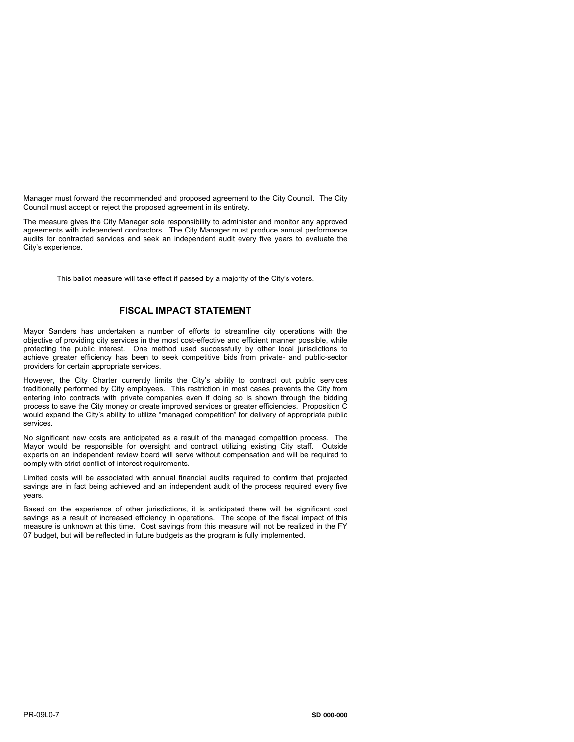Manager must forward the recommended and proposed agreement to the City Council. The City Council must accept or reject the proposed agreement in its entirety.

The measure gives the City Manager sole responsibility to administer and monitor any approved agreements with independent contractors. The City Manager must produce annual performance audits for contracted services and seek an independent audit every five years to evaluate the City's experience.

This ballot measure will take effect if passed by a majority of the City's voters.

## FISCAL IMPACT STATEMENT

Mayor Sanders has undertaken a number of efforts to streamline city operations with the objective of providing city services in the most cost-effective and efficient manner possible, while protecting the public interest. One method used successfully by other local jurisdictions to achieve greater efficiency has been to seek competitive bids from private- and public-sector providers for certain appropriate services.

However, the City Charter currently limits the City's ability to contract out public services traditionally performed by City employees. This restriction in most cases prevents the City from entering into contracts with private companies even if doing so is shown through the bidding process to save the City money or create improved services or greater efficiencies. Proposition C would expand the City's ability to utilize "managed competition" for delivery of appropriate public services.

No significant new costs are anticipated as a result of the managed competition process. The Mayor would be responsible for oversight and contract utilizing existing City staff. Outside experts on an independent review board will serve without compensation and will be required to comply with strict conflict-of-interest requirements.

Limited costs will be associated with annual financial audits required to confirm that projected savings are in fact being achieved and an independent audit of the process required every five years.

Based on the experience of other jurisdictions, it is anticipated there will be significant cost savings as a result of increased efficiency in operations. The scope of the fiscal impact of this measure is unknown at this time. Cost savings from this measure will not be realized in the FY 07 budget, but will be reflected in future budgets as the program is fully implemented.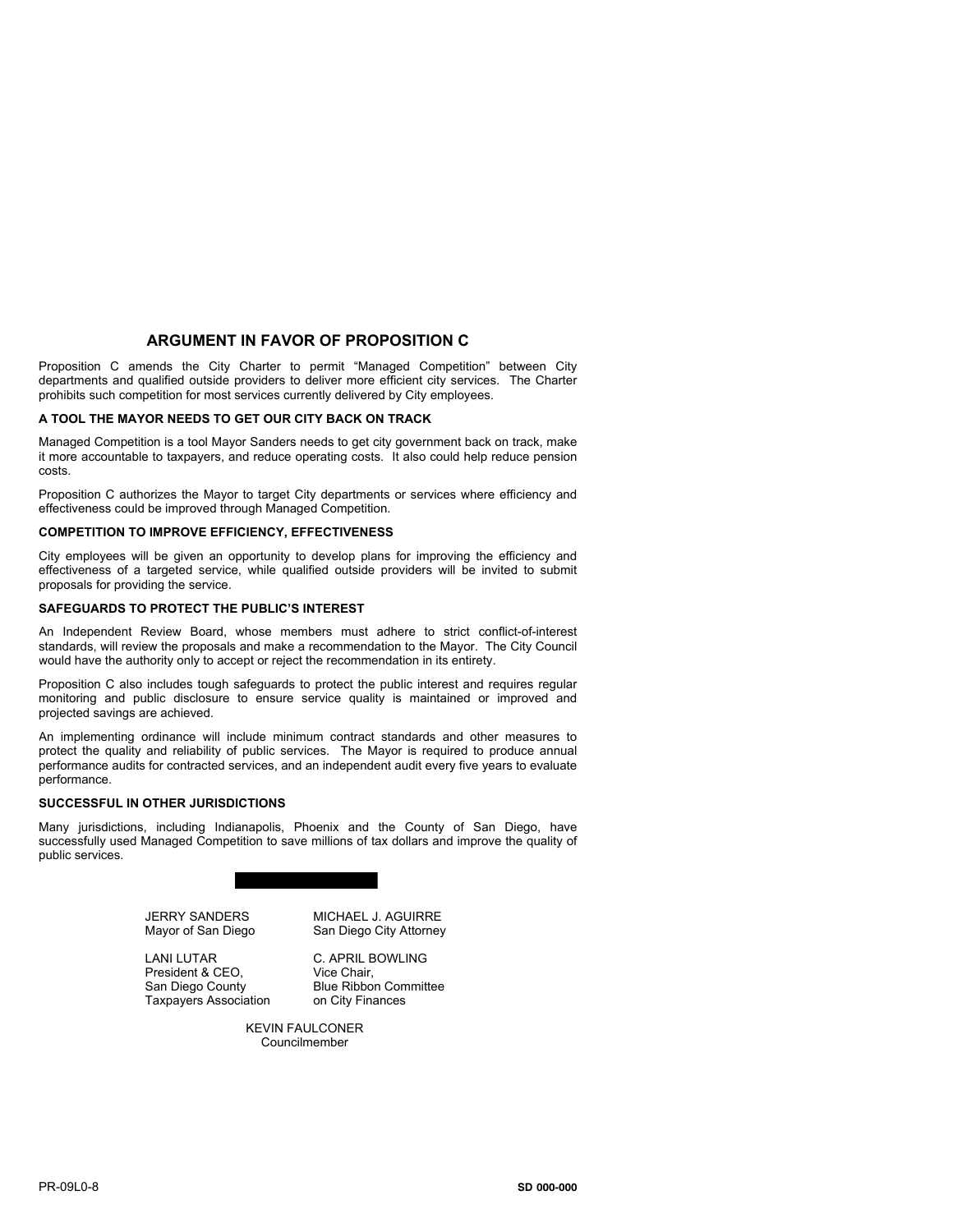## ARGUMENT IN FAVOR OF PROPOSITION C

Proposition C amends the City Charter to permit "Managed Competition" between City departments and qualified outside providers to deliver more efficient city services. The Charter prohibits such competition for most services currently delivered by City employees.

**A TOOL THE MAYOR NEEDS TO GET OUR CITY BACK ON TRACK**

Managed Competition is a tool Mayor Sanders needs to get city government back on track, make it more accountable to taxpayers, and reduce operating costs. It also could help reduce pension costs.

Proposition C authorizes the Mayor to target City departments or services where efficiency and effectiveness could be improved through Managed Competition.

**COMPETITION TO IMPROVE EFFICIENCY, EFFECTIVENESS**

City employees will be given an opportunity to develop plans for improving the efficiency and effectiveness of a targeted service, while qualified outside providers will be invited to submit proposals for providing the service.

**SAFEGUARDS TO PROTECT THE PUBLIC'S INTEREST**

An Independent Review Board, whose members must adhere to strict conflict-of-interest standards, will review the proposals and make a recommendation to the Mayor. The City Council would have the authority only to accept or reject the recommendation in its entirety.

Proposition C also includes tough safeguards to protect the public interest and requires regular monitoring and public disclosure to ensure service quality is maintained or improved and projected savings are achieved.

An implementing ordinance will include minimum contract standards and other measures to protect the quality and reliability of public services. The Mayor is required to produce annual performance audits for contracted services, and an independent audit every five years to evaluate performance.

**SUCCESSFUL IN OTHER JURISDICTIONS**

Many jurisdictions, including Indianapolis, Phoenix and the County of San Diego, have successfully used Managed Competition to save millions of tax dollars and improve the quality of public services.

JERRY SANDERS
Mayor of San Diego

MICHAEL J. AGUIRRE
San Diego City Attorney

LANI LUTAR
President & CEO,
San Diego County
Taxpayers Association

C. APRIL BOWLING
Vice Chair,
Blue Ribbon Committee
on City Finances

KEVIN FAULCONER
Councilmember

PR-09L0-8 SD 000-000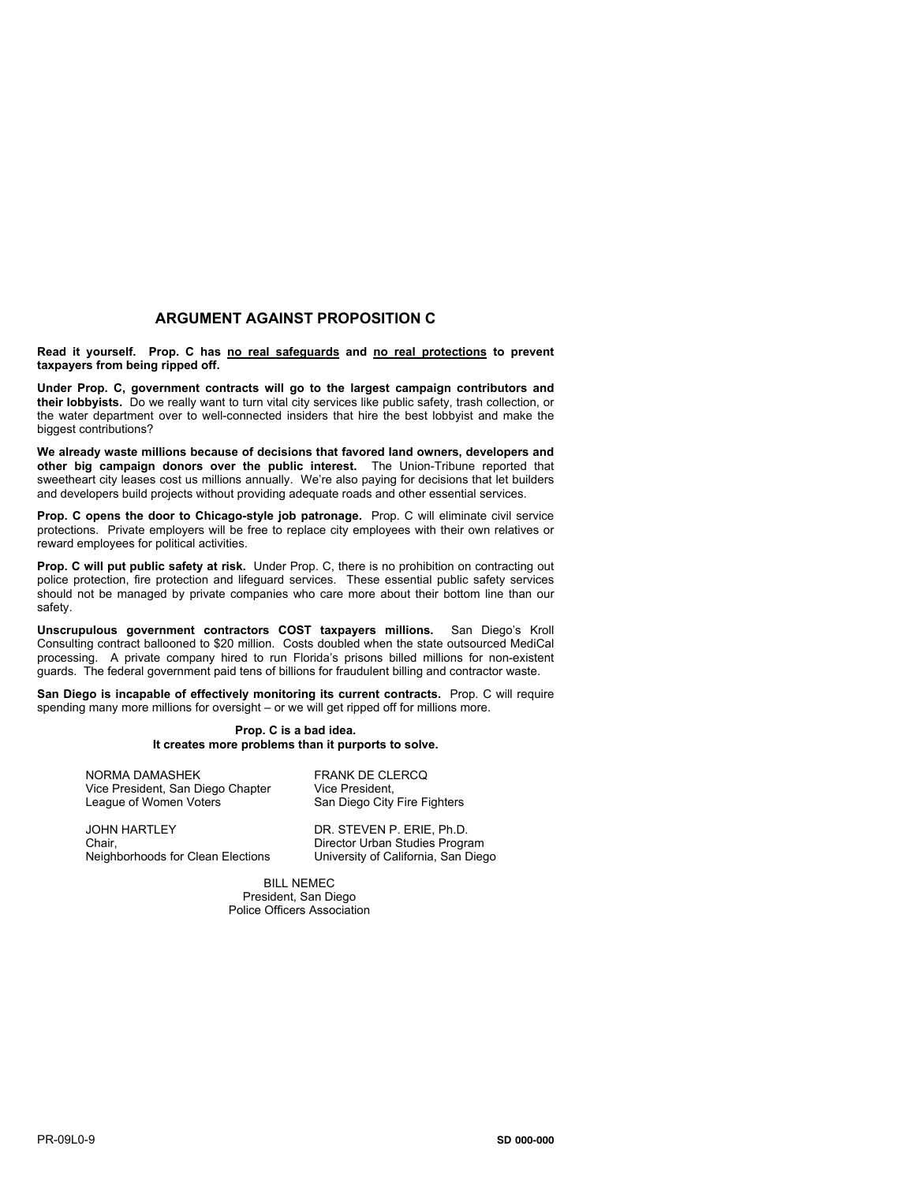## ARGUMENT AGAINST PROPOSITION C

**Read it yourself. Prop. C has <u>no real safeguards</u> and <u>no real protections</u> to prevent taxpayers from being ripped off.**

**Under Prop. C, government contracts will go to the largest campaign contributors and their lobbyists.** Do we really want to turn vital city services like public safety, trash collection, or the water department over to well-connected insiders that hire the best lobbyist and make the biggest contributions?

**We already waste millions because of decisions that favored land owners, developers and other big campaign donors over the public interest.** The Union-Tribune reported that sweetheart city leases cost us millions annually. We're also paying for decisions that let builders and developers build projects without providing adequate roads and other essential services.

**Prop. C opens the door to Chicago-style job patronage.** Prop. C will eliminate civil service protections. Private employers will be free to replace city employees with their own relatives or reward employees for political activities.

**Prop. C will put public safety at risk.** Under Prop. C, there is no prohibition on contracting out police protection, fire protection and lifeguard services. These essential public safety services should not be managed by private companies who care more about their bottom line than our safety.

**Unscrupulous government contractors COST taxpayers millions.** San Diego's Kroll Consulting contract ballooned to $20 million. Costs doubled when the state outsourced MediCal processing. A private company hired to run Florida's prisons billed millions for non-existent guards. The federal government paid tens of billions for fraudulent billing and contractor waste.

**San Diego is incapable of effectively monitoring its current contracts.** Prop. C will require spending many more millions for oversight – or we will get ripped off for millions more.

**Prop. C is a bad idea.**
**It creates more problems than it purports to solve.**

NORMA DAMASHEK
Vice President, San Diego Chapter
League of Women Voters

FRANK DE CLERCQ
Vice President,
San Diego City Fire Fighters

JOHN HARTLEY
Chair,
Neighborhoods for Clean Elections

DR. STEVEN P. ERIE, Ph.D.
Director Urban Studies Program
University of California, San Diego

BILL NEMEC
President, San Diego
Police Officers Association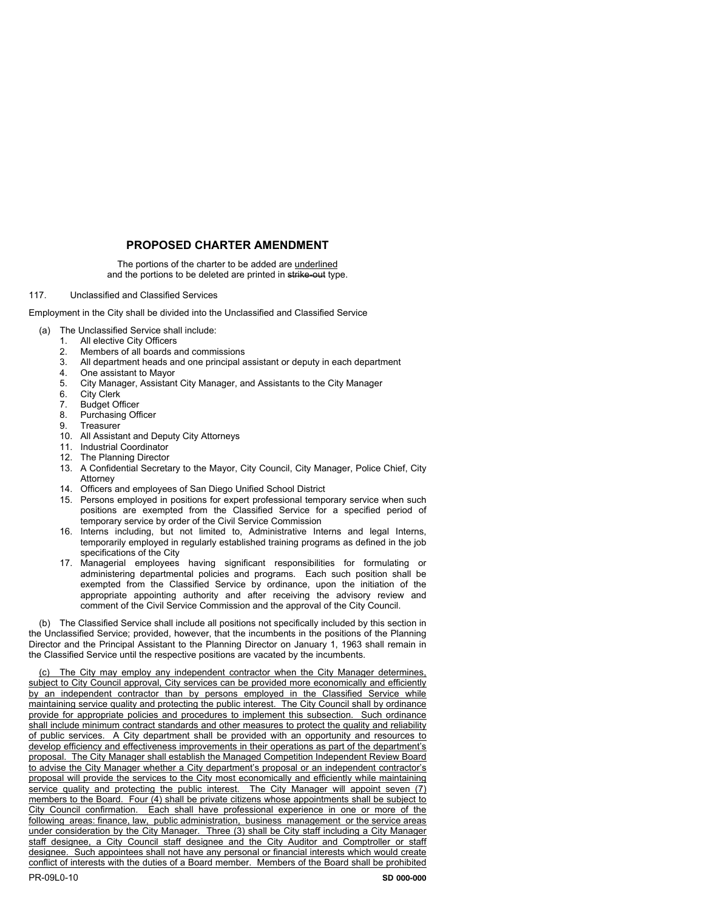## PROPOSED CHARTER AMENDMENT

The portions of the charter to be added are <u>underlined</u> and the portions to be deleted are printed in ~~strike-out~~ type.

117. Unclassified and Classified Services

Employment in the City shall be divided into the Unclassified and Classified Service

(a) The Unclassified Service shall include:

1. All elective City Officers
2. Members of all boards and commissions
3. All department heads and one principal assistant or deputy in each department
4. One assistant to Mayor
5. City Manager, Assistant City Manager, and Assistants to the City Manager
6. City Clerk
7. Budget Officer
8. Purchasing Officer
9. Treasurer
10. All Assistant and Deputy City Attorneys
11. Industrial Coordinator
12. The Planning Director
13. A Confidential Secretary to the Mayor, City Council, City Manager, Police Chief, City Attorney
14. Officers and employees of San Diego Unified School District
15. Persons employed in positions for expert professional temporary service when such positions are exempted from the Classified Service for a specified period of temporary service by order of the Civil Service Commission
16. Interns including, but not limited to, Administrative Interns and legal Interns, temporarily employed in regularly established training programs as defined in the job specifications of the City
17. Managerial employees having significant responsibilities for formulating or administering departmental policies and programs. Each such position shall be exempted from the Classified Service by ordinance, upon the initiation of the appropriate appointing authority and after receiving the advisory review and comment of the Civil Service Commission and the approval of the City Council.

(b) The Classified Service shall include all positions not specifically included by this section in the Unclassified Service; provided, however, that the incumbents in the positions of the Planning Director and the Principal Assistant to the Planning Director on January 1, 1963 shall remain in the Classified Service until the respective positions are vacated by the incumbents.

<u>(c) The City may employ any independent contractor when the City Manager determines, subject to City Council approval, City services can be provided more economically and efficiently by an independent contractor than by persons employed in the Classified Service while maintaining service quality and protecting the public interest. The City Council shall by ordinance provide for appropriate policies and procedures to implement this subsection. Such ordinance shall include minimum contract standards and other measures to protect the quality and reliability of public services. A City department shall be provided with an opportunity and resources to develop efficiency and effectiveness improvements in their operations as part of the department's proposal. The City Manager shall establish the Managed Competition Independent Review Board to advise the City Manager whether a City department's proposal or an independent contractor's proposal will provide the services to the City most economically and efficiently while maintaining service quality and protecting the public interest. The City Manager will appoint seven (7) members to the Board. Four (4) shall be private citizens whose appointments shall be subject to City Council confirmation. Each shall have professional experience in one or more of the following areas: finance, law, public administration, business management or the service areas under consideration by the City Manager. Three (3) shall be City staff including a City Manager staff designee, a City Council staff designee and the City Auditor and Comptroller or staff designee. Such appointees shall not have any personal or financial interests which would create conflict of interests with the duties of a Board member. Members of the Board shall be prohibited</u>

PR-09L0-10 **SD 000-000**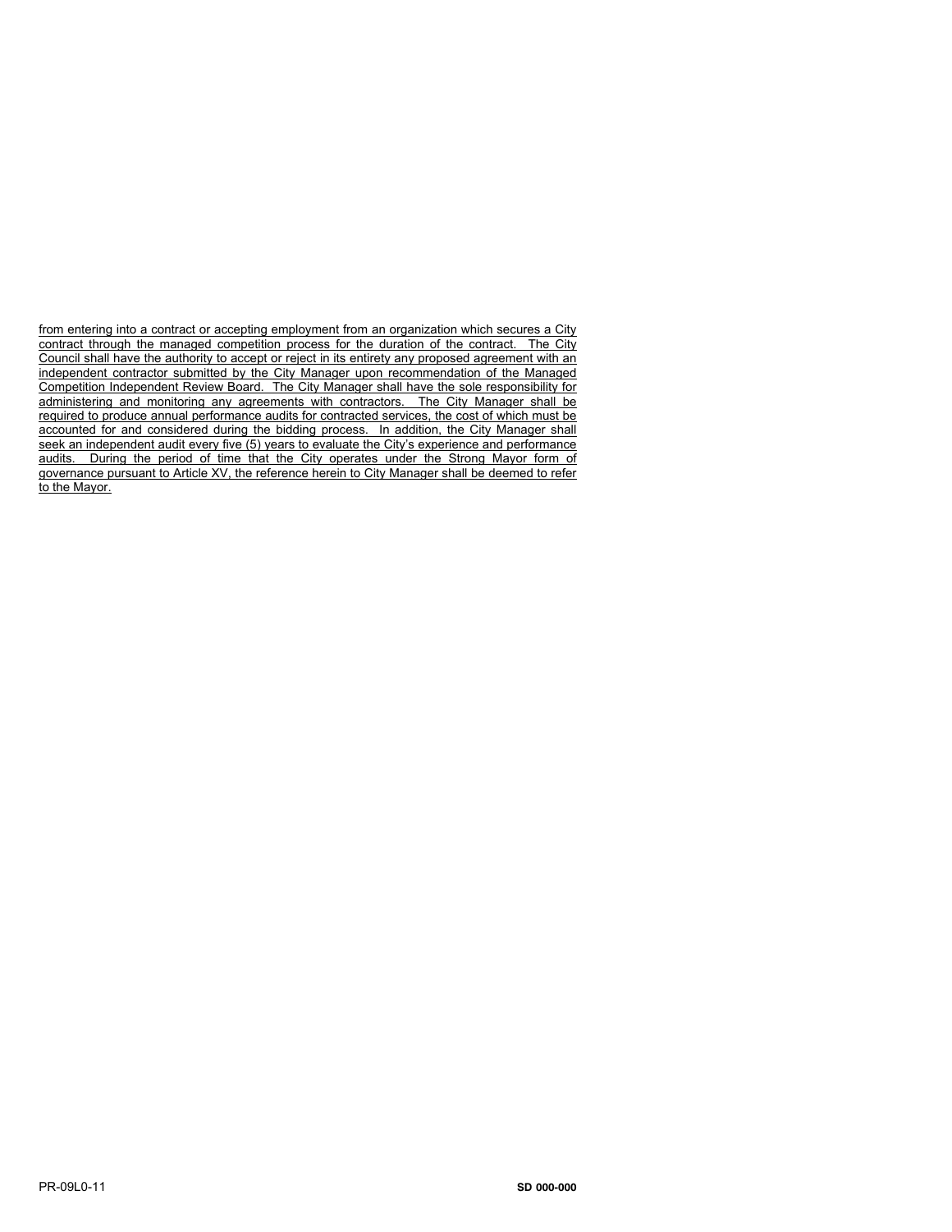from entering into a contract or accepting employment from an organization which secures a City contract through the managed competition process for the duration of the contract. The City Council shall have the authority to accept or reject in its entirety any proposed agreement with an independent contractor submitted by the City Manager upon recommendation of the Managed Competition Independent Review Board. The City Manager shall have the sole responsibility for administering and monitoring any agreements with contractors. The City Manager shall be required to produce annual performance audits for contracted services, the cost of which must be accounted for and considered during the bidding process. In addition, the City Manager shall seek an independent audit every five (5) years to evaluate the City's experience and performance audits. During the period of time that the City operates under the Strong Mayor form of governance pursuant to Article XV, the reference herein to City Manager shall be deemed to refer to the Mayor.